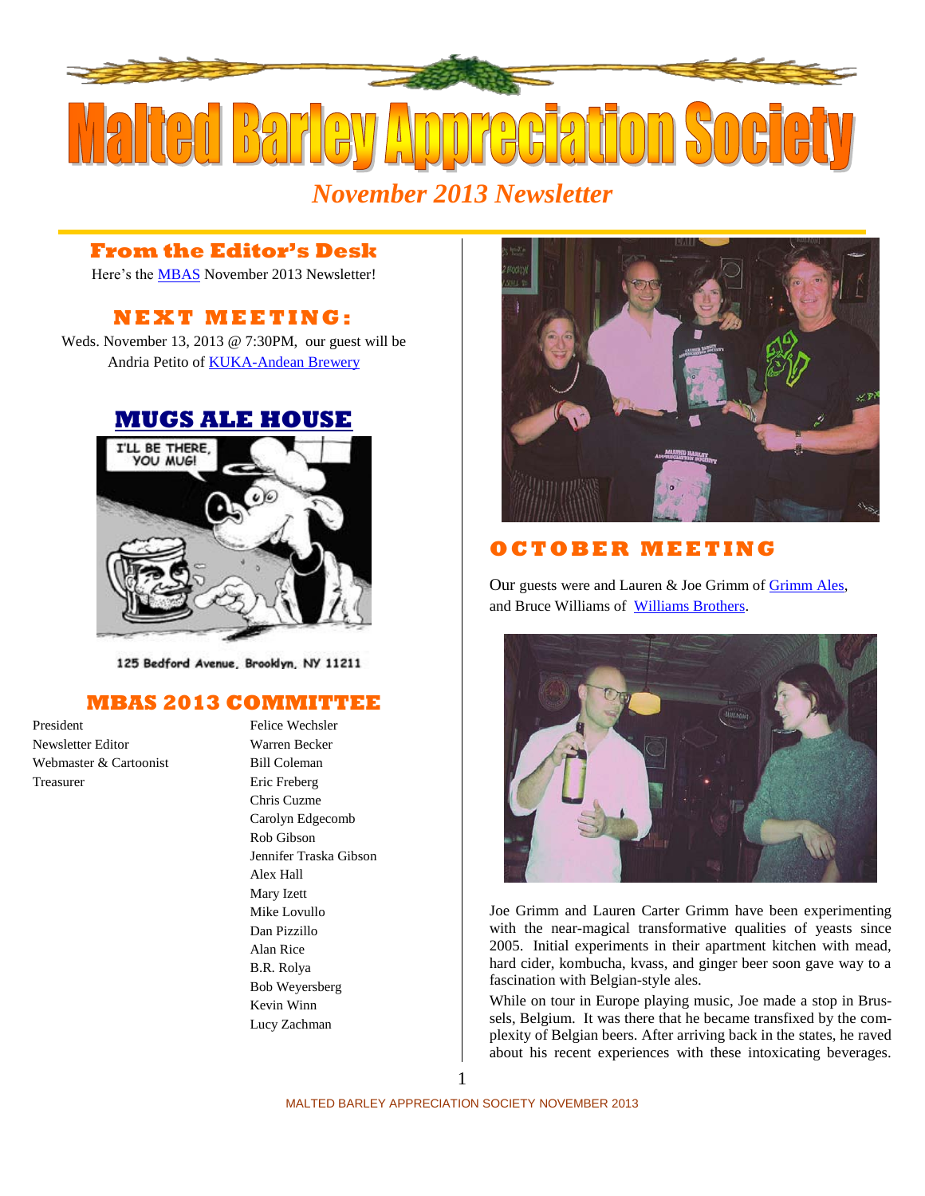# Malted Barley Appreciation Society

*November 2013 Newsletter*

## From the Editor's Desk

Here's the MBAS November 2013 Newsletter!

## NEXT MEETING:

Weds. November 13, 2013 @ 7:30PM, our guest will be Andria Petito of KUKA-Andean Brewery

## MUGS ALE HOUSE

I'LL BE THERE, YOU MUG!

125 Bedford Avenue, Brooklyn, NY 11211

## MBAS 2013 COMMITTEE

| | |
|---|---|
| President | Felice Wechsler |
| Newsletter Editor | Warren Becker |
| Webmaster & Cartoonist | Bill Coleman |
| Treasurer | Eric Freberg |
| | Chris Cuzme |
| | Carolyn Edgecomb |
| | Rob Gibson |
| | Jennifer Traska Gibson |
| | Alex Hall |
| | Mary Izett |
| | Mike Lovullo |
| | Dan Pizzillo |
| | Alan Rice |
| | B.R. Rolya |
| | Bob Weyersberg |
| | Kevin Winn |
| | Lucy Zachman |

## OCTOBER MEETING

Our guests were and Lauren & Joe Grimm of Grimm Ales, and Bruce Williams of Williams Brothers.

Joe Grimm and Lauren Carter Grimm have been experimenting with the near-magical transformative qualities of yeasts since 2005. Initial experiments in their apartment kitchen with mead, hard cider, kombucha, kvass, and ginger beer soon gave way to a fascination with Belgian-style ales.

While on tour in Europe playing music, Joe made a stop in Brussels, Belgium. It was there that he became transfixed by the complexity of Belgian beers. After arriving back in the states, he raved about his recent experiences with these intoxicating beverages.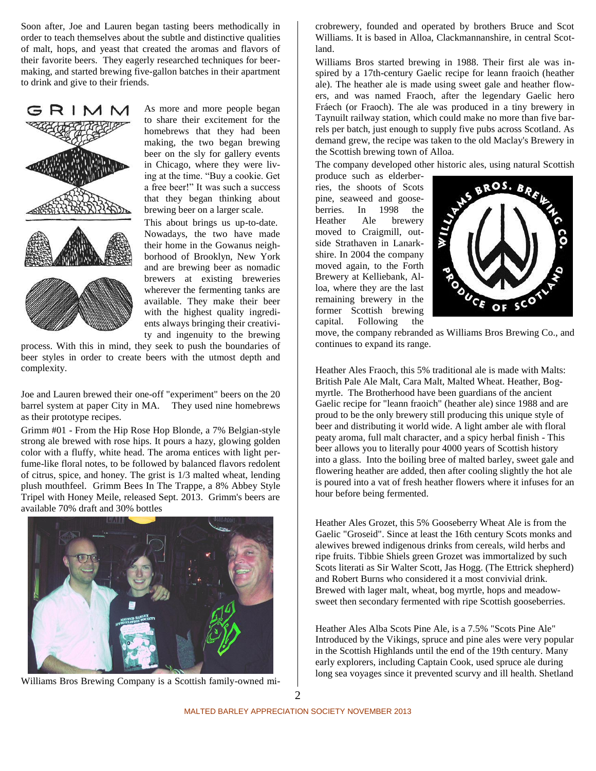Soon after, Joe and Lauren began tasting beers methodically in order to teach themselves about the subtle and distinctive qualities of malt, hops, and yeast that created the aromas and flavors of their favorite beers. They eagerly researched techniques for beermaking, and started brewing five-gallon batches in their apartment to drink and give to their friends.

As more and more people began to share their excitement for the homebrews that they had been making, the two began brewing beer on the sly for gallery events in Chicago, where they were living at the time. "Buy a cookie. Get a free beer!" It was such a success that they began thinking about brewing beer on a larger scale.

This about brings us up-to-date. Nowadays, the two have made their home in the Gowanus neighborhood of Brooklyn, New York and are brewing beer as nomadic brewers at existing breweries wherever the fermenting tanks are available. They make their beer with the highest quality ingredients always bringing their creativity and ingenuity to the brewing process. With this in mind, they seek to push the boundaries of beer styles in order to create beers with the utmost depth and complexity.

Joe and Lauren brewed their one-off "experiment" beers on the 20 barrel system at paper City in MA. They used nine homebrews as their prototype recipes.

Grimm #01 - From the Hip Rose Hop Blonde, a 7% Belgian-style strong ale brewed with rose hips. It pours a hazy, glowing golden color with a fluffy, white head. The aroma entices with light perfume-like floral notes, to be followed by balanced flavors redolent of citrus, spice, and honey. The grist is 1/3 malted wheat, lending plush mouthfeel. Grimm Bees In The Trappe, a 8% Abbey Style Tripel with Honey Meile, released Sept. 2013. Grimm's beers are available 70% draft and 30% bottles

Williams Bros Brewing Company is a Scottish family-owned microbrewery, founded and operated by brothers Bruce and Scot Williams. It is based in Alloa, Clackmannanshire, in central Scotland.

Williams Bros started brewing in 1988. Their first ale was inspired by a 17th-century Gaelic recipe for leann fraoich (heather ale). The heather ale is made using sweet gale and heather flowers, and was named Fraoch, after the legendary Gaelic hero Fráech (or Fraoch). The ale was produced in a tiny brewery in Taynuilt railway station, which could make no more than five barrels per batch, just enough to supply five pubs across Scotland. As demand grew, the recipe was taken to the old Maclay's Brewery in the Scottish brewing town of Alloa.

The company developed other historic ales, using natural Scottish produce such as elderberries, the shoots of Scots pine, seaweed and gooseberries. In 1998 the Heather Ale brewery moved to Craigmill, outside Strathaven in Lanarkshire. In 2004 the company moved again, to the Forth Brewery at Kelliebank, Alloa, where they are the last remaining brewery in the former Scottish brewing capital. Following the move, the company rebranded as Williams Bros Brewing Co., and continues to expand its range.

Heather Ales Fraoch, this 5% traditional ale is made with Malts: British Pale Ale Malt, Cara Malt, Malted Wheat. Heather, Bogmyrtle. The Brotherhood have been guardians of the ancient Gaelic recipe for "leann fraoich" (heather ale) since 1988 and are proud to be the only brewery still producing this unique style of beer and distributing it world wide. A light amber ale with floral peaty aroma, full malt character, and a spicy herbal finish - This beer allows you to literally pour 4000 years of Scottish history into a glass. Into the boiling bree of malted barley, sweet gale and flowering heather are added, then after cooling slightly the hot ale is poured into a vat of fresh heather flowers where it infuses for an hour before being fermented.

Heather Ales Grozet, this 5% Gooseberry Wheat Ale is from the Gaelic "Groseid". Since at least the 16th century Scots monks and alewives brewed indigenous drinks from cereals, wild herbs and ripe fruits. Tibbie Shiels green Grozet was immortalized by such Scots literati as Sir Walter Scott, Jas Hogg. (The Ettrick shepherd) and Robert Burns who considered it a most convivial drink. Brewed with lager malt, wheat, bog myrtle, hops and meadowsweet then secondary fermented with ripe Scottish gooseberries.

Heather Ales Alba Scots Pine Ale, is a 7.5% "Scots Pine Ale" Introduced by the Vikings, spruce and pine ales were very popular in the Scottish Highlands until the end of the 19th century. Many early explorers, including Captain Cook, used spruce ale during long sea voyages since it prevented scurvy and ill health. Shetland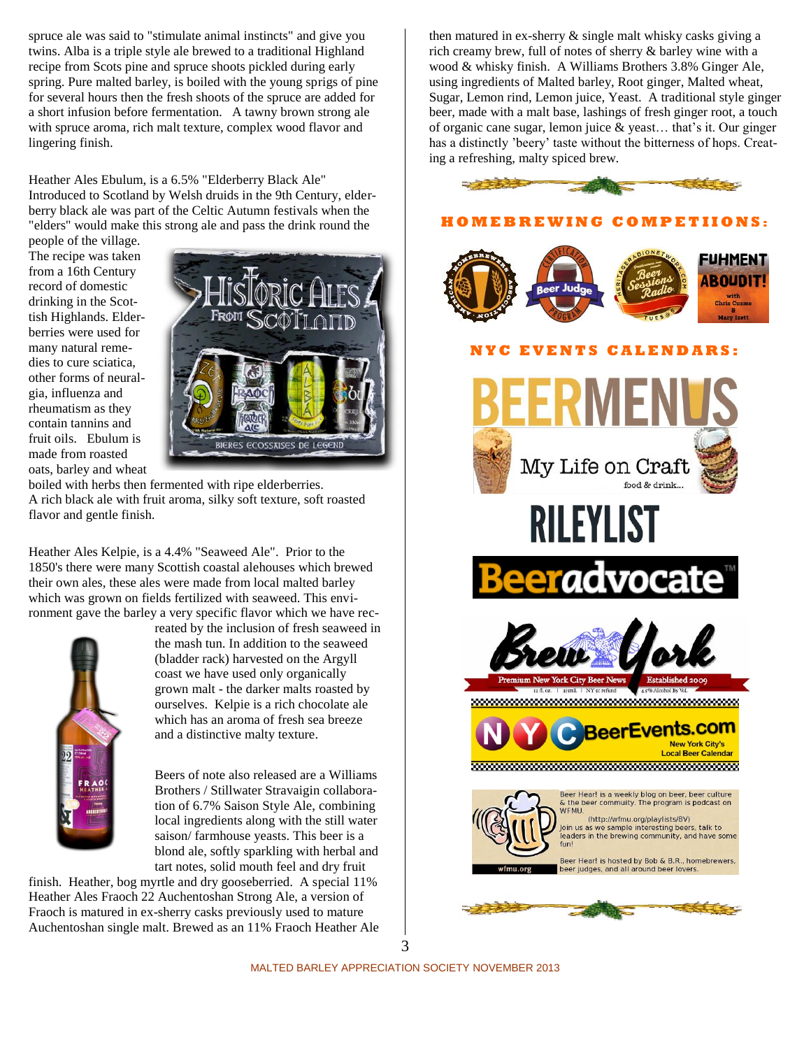spruce ale was said to "stimulate animal instincts" and give you twins. Alba is a triple style ale brewed to a traditional Highland recipe from Scots pine and spruce shoots pickled during early spring. Pure malted barley, is boiled with the young sprigs of pine for several hours then the fresh shoots of the spruce are added for a short infusion before fermentation. A tawny brown strong ale with spruce aroma, rich malt texture, complex wood flavor and lingering finish.

Heather Ales Ebulum, is a 6.5% "Elderberry Black Ale" Introduced to Scotland by Welsh druids in the 9th Century, elderberry black ale was part of the Celtic Autumn festivals when the "elders" would make this strong ale and pass the drink round the people of the village. The recipe was taken from a 16th Century record of domestic drinking in the Scottish Highlands. Elderberries were used for many natural remedies to cure sciatica, other forms of neuralgia, influenza and rheumatism as they contain tannins and fruit oils. Ebulum is made from roasted oats, barley and wheat boiled with herbs then fermented with ripe elderberries. A rich black ale with fruit aroma, silky soft texture, soft roasted flavor and gentle finish.

Heather Ales Kelpie, is a 4.4% "Seaweed Ale". Prior to the 1850's there were many Scottish coastal alehouses which brewed their own ales, these ales were made from local malted barley which was grown on fields fertilized with seaweed. This environment gave the barley a very specific flavor which we have recreated by the inclusion of fresh seaweed in the mash tun. In addition to the seaweed (bladder rack) harvested on the Argyll coast we have used only organically grown malt - the darker malts roasted by ourselves. Kelpie is a rich chocolate ale which has an aroma of fresh sea breeze and a distinctive malty texture.

Beers of note also released are a Williams Brothers / Stillwater Stravaigin collaboration of 6.7% Saison Style Ale, combining local ingredients along with the still water saison/ farmhouse yeasts. This beer is a blond ale, softly sparkling with herbal and tart notes, solid mouth feel and dry fruit finish. Heather, bog myrtle and dry gooseberried. A special 11% Heather Ales Fraoch 22 Auchentoshan Strong Ale, a version of Fraoch is matured in ex-sherry casks previously used to mature Auchentoshan single malt. Brewed as an 11% Fraoch Heather Ale then matured in ex-sherry & single malt whisky casks giving a rich creamy brew, full of notes of sherry & barley wine with a wood & whisky finish. A Williams Brothers 3.8% Ginger Ale, using ingredients of Malted barley, Root ginger, Malted wheat, Sugar, Lemon rind, Lemon juice, Yeast. A traditional style ginger beer, made with a malt base, lashings of fresh ginger root, a touch of organic cane sugar, lemon juice & yeast… that's it. Our ginger has a distinctly 'beery' taste without the bitterness of hops. Creating a refreshing, malty spiced brew.

## HOMEBREWING COMPETIIONS:

## NYC EVENTS CALENDARS:

Beer Hear! is a weekly blog on beer, beer culture & the beer community. The program is podcast on WFMU. (http://wfmu.org/playlists/BV) Join us as we sample interesting beers, talk to leaders in the brewing community, and have some fun!

Beer Hear! is hosted by Bob & B.R., homebrewers, beer judges, and all around beer lovers.